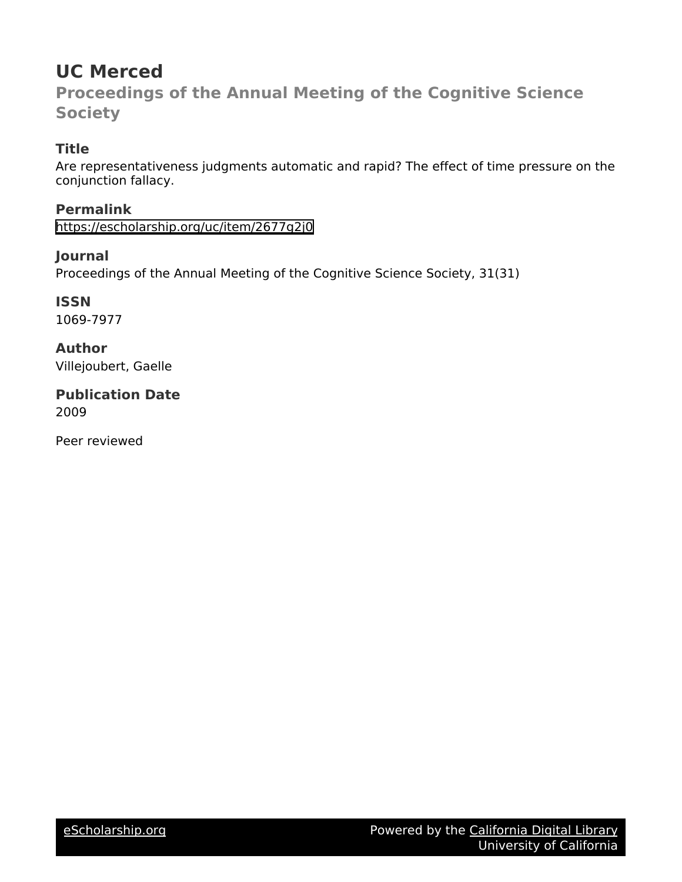# UC Merced

## Proceedings of the Annual Meeting of the Cognitive Science Society

### Title

Are representativeness judgments automatic and rapid? The effect of time pressure on the conjunction fallacy.

### Permalink

https://escholarship.org/uc/item/2677q2j0

### Journal

Proceedings of the Annual Meeting of the Cognitive Science Society, 31(31)

### ISSN

1069-7977

### Author

Villejoubert, Gaelle

### Publication Date

2009

Peer reviewed

eScholarship.org | Powered by the California Digital Library, University of California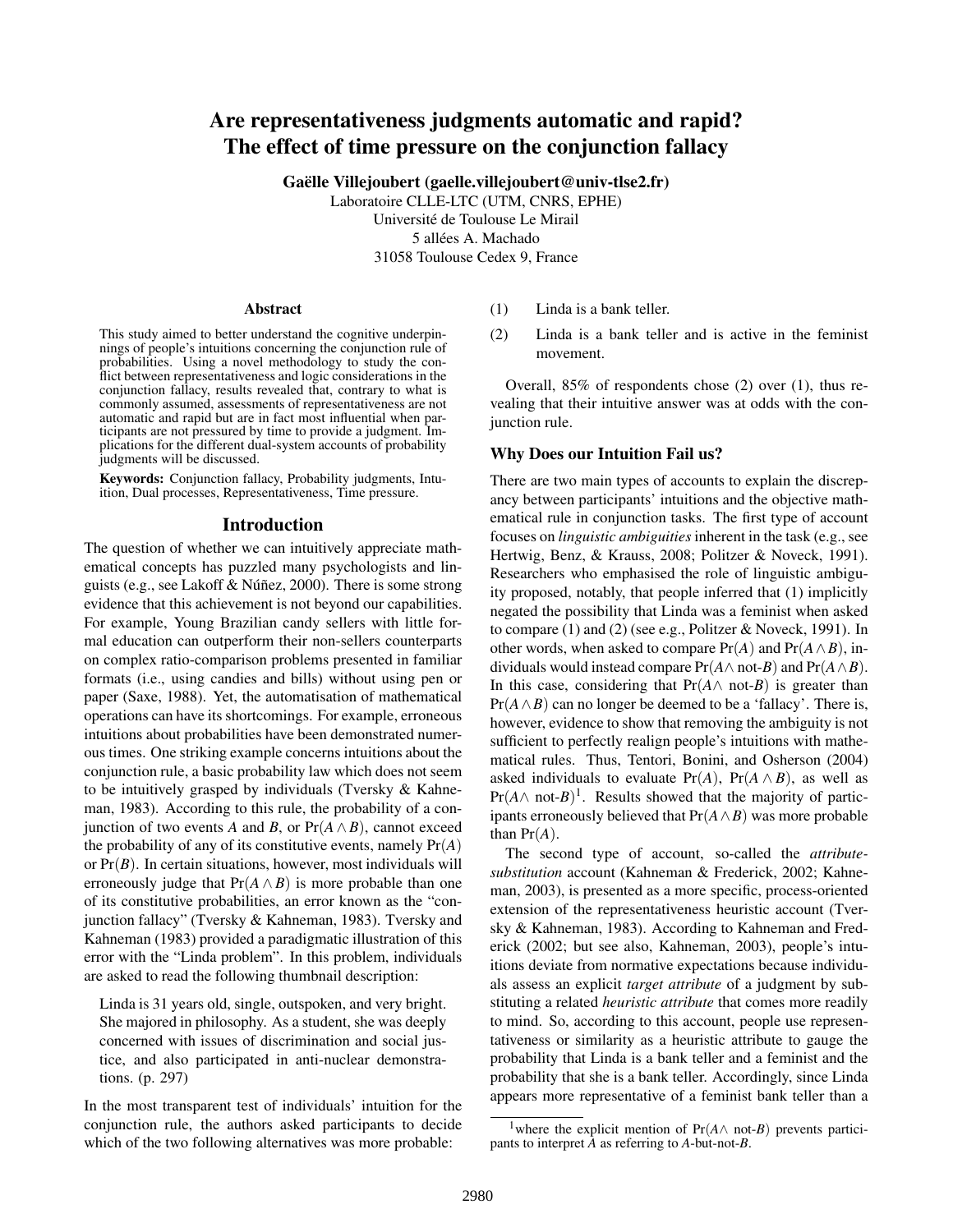# Are representativeness judgments automatic and rapid? The effect of time pressure on the conjunction fallacy

**Gaëlle Villejoubert (gaelle.villejoubert@univ-tlse2.fr)**
Laboratoire CLLE-LTC (UTM, CNRS, EPHE)
Université de Toulouse Le Mirail
5 allées A. Machado
31058 Toulouse Cedex 9, France

## Abstract

This study aimed to better understand the cognitive underpinnings of people's intuitions concerning the conjunction rule of probabilities. Using a novel methodology to study the conflict between representativeness and logic considerations in the conjunction fallacy, results revealed that, contrary to what is commonly assumed, assessments of representativeness are not automatic and rapid but are in fact most influential when participants are not pressured by time to provide a judgment. Implications for the different dual-system accounts of probability judgments will be discussed.

**Keywords:** Conjunction fallacy, Probability judgments, Intuition, Dual processes, Representativeness, Time pressure.

## Introduction

The question of whether we can intuitively appreciate mathematical concepts has puzzled many psychologists and linguists (e.g., see Lakoff & Núñez, 2000). There is some strong evidence that this achievement is not beyond our capabilities. For example, Young Brazilian candy sellers with little formal education can outperform their non-sellers counterparts on complex ratio-comparison problems presented in familiar formats (i.e., using candies and bills) without using pen or paper (Saxe, 1988). Yet, the automatisation of mathematical operations can have its shortcomings. For example, erroneous intuitions about probabilities have been demonstrated numerous times. One striking example concerns intuitions about the conjunction rule, a basic probability law which does not seem to be intuitively grasped by individuals (Tversky & Kahneman, 1983). According to this rule, the probability of a conjunction of two events $A$ and $B$, or $\Pr(A \wedge B)$, cannot exceed the probability of any of its constitutive events, namely $\Pr(A)$ or $\Pr(B)$. In certain situations, however, most individuals will erroneously judge that $\Pr(A \wedge B)$ is more probable than one of its constitutive probabilities, an error known as the "conjunction fallacy" (Tversky & Kahneman, 1983). Tversky and Kahneman (1983) provided a paradigmatic illustration of this error with the "Linda problem". In this problem, individuals are asked to read the following thumbnail description:

> Linda is 31 years old, single, outspoken, and very bright. She majored in philosophy. As a student, she was deeply concerned with issues of discrimination and social justice, and also participated in anti-nuclear demonstrations. (p. 297)

In the most transparent test of individuals' intuition for the conjunction rule, the authors asked participants to decide which of the two following alternatives was more probable:

(1) Linda is a bank teller.

(2) Linda is a bank teller and is active in the feminist movement.

Overall, 85% of respondents chose (2) over (1), thus revealing that their intuitive answer was at odds with the conjunction rule.

### Why Does our Intuition Fail us?

There are two main types of accounts to explain the discrepancy between participants' intuitions and the objective mathematical rule in conjunction tasks. The first type of account focuses on *linguistic ambiguities* inherent in the task (e.g., see Hertwig, Benz, & Krauss, 2008; Politzer & Noveck, 1991). Researchers who emphasised the role of linguistic ambiguity proposed, notably, that people inferred that (1) implicitly negated the possibility that Linda was a feminist when asked to compare (1) and (2) (see e.g., Politzer & Noveck, 1991). In other words, when asked to compare $\Pr(A)$ and $\Pr(A \wedge B)$, individuals would instead compare $\Pr(A \wedge \text{not-}B)$ and $\Pr(A \wedge B)$. In this case, considering that $\Pr(A \wedge \text{not-}B)$ is greater than $\Pr(A \wedge B)$ can no longer be deemed to be a 'fallacy'. There is, however, evidence to show that removing the ambiguity is not sufficient to perfectly realign people's intuitions with mathematical rules. Thus, Tentori, Bonini, and Osherson (2004) asked individuals to evaluate $\Pr(A)$, $\Pr(A \wedge B)$, as well as $\Pr(A \wedge \text{not-}B)$[1]. Results showed that the majority of participants erroneously believed that $\Pr(A \wedge B)$ was more probable than $\Pr(A)$.

The second type of account, so-called the *attribute-substitution* account (Kahneman & Frederick, 2002; Kahneman, 2003), is presented as a more specific, process-oriented extension of the representativeness heuristic account (Tversky & Kahneman, 1983). According to Kahneman and Frederick (2002; but see also, Kahneman, 2003), people's intuitions deviate from normative expectations because individuals assess an explicit *target attribute* of a judgment by substituting a related *heuristic attribute* that comes more readily to mind. So, according to this account, people use representativeness or similarity as a heuristic attribute to gauge the probability that Linda is a bank teller and a feminist and the probability that she is a bank teller. Accordingly, since Linda appears more representative of a feminist bank teller than a

[1] where the explicit mention of $\Pr(A \wedge \text{not-}B)$ prevents participants to interpret $A$ as referring to $A$-but-not-$B$.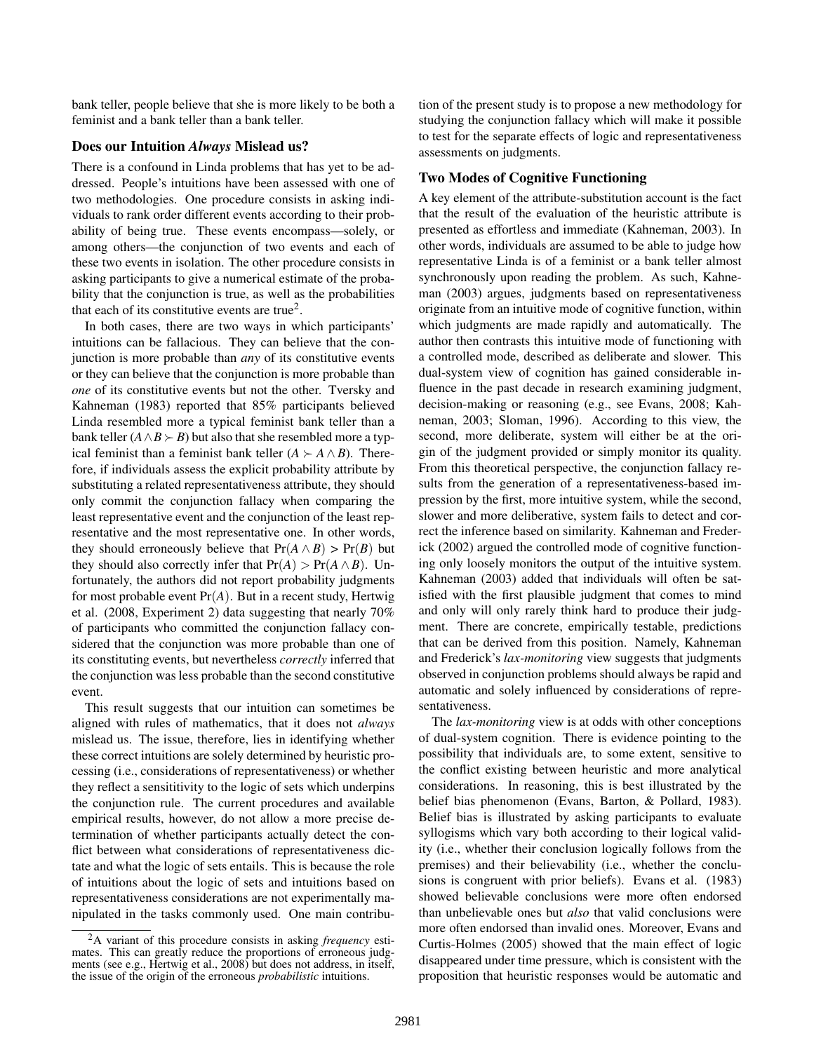bank teller, people believe that she is more likely to be both a feminist and a bank teller than a bank teller.

### Does our Intuition *Always* Mislead us?

There is a confound in Linda problems that has yet to be addressed. People's intuitions have been assessed with one of two methodologies. One procedure consists in asking individuals to rank order different events according to their probability of being true. These events encompass—solely, or among others—the conjunction of two events and each of these two events in isolation. The other procedure consists in asking participants to give a numerical estimate of the probability that the conjunction is true, as well as the probabilities that each of its constitutive events are true[2].

In both cases, there are two ways in which participants' intuitions can be fallacious. They can believe that the conjunction is more probable than *any* of its constitutive events or they can believe that the conjunction is more probable than *one* of its constitutive events but not the other. Tversky and Kahneman (1983) reported that 85% participants believed Linda resembled more a typical feminist bank teller than a bank teller ($A \wedge B \succ B$) but also that she resembled more a typical feminist than a feminist bank teller ($A \succ A \wedge B$). Therefore, if individuals assess the explicit probability attribute by substituting a related representativeness attribute, they should only commit the conjunction fallacy when comparing the least representative event and the conjunction of the least representative and the most representative one. In other words, they should erroneously believe that $\Pr(A \wedge B) > \Pr(B)$ but they should also correctly infer that $\Pr(A) > \Pr(A \wedge B)$. Unfortunately, the authors did not report probability judgments for most probable event $\Pr(A)$. But in a recent study, Hertwig et al. (2008, Experiment 2) data suggesting that nearly 70% of participants who committed the conjunction fallacy considered that the conjunction was more probable than one of its constituting events, but nevertheless *correctly* inferred that the conjunction was less probable than the second constitutive event.

This result suggests that our intuition can sometimes be aligned with rules of mathematics, that it does not *always* mislead us. The issue, therefore, lies in identifying whether these correct intuitions are solely determined by heuristic processing (i.e., considerations of representativeness) or whether they reflect a sensititivity to the logic of sets which underpins the conjunction rule. The current procedures and available empirical results, however, do not allow a more precise determination of whether participants actually detect the conflict between what considerations of representativeness dictate and what the logic of sets entails. This is because the role of intuitions about the logic of sets and intuitions based on representativeness considerations are not experimentally manipulated in the tasks commonly used. One main contribution of the present study is to propose a new methodology for studying the conjunction fallacy which will make it possible to test for the separate effects of logic and representativeness assessments on judgments.

### Two Modes of Cognitive Functioning

A key element of the attribute-substitution account is the fact that the result of the evaluation of the heuristic attribute is presented as effortless and immediate (Kahneman, 2003). In other words, individuals are assumed to be able to judge how representative Linda is of a feminist or a bank teller almost synchronously upon reading the problem. As such, Kahneman (2003) argues, judgments based on representativeness originate from an intuitive mode of cognitive function, within which judgments are made rapidly and automatically. The author then contrasts this intuitive mode of functioning with a controlled mode, described as deliberate and slower. This dual-system view of cognition has gained considerable influence in the past decade in research examining judgment, decision-making or reasoning (e.g., see Evans, 2008; Kahneman, 2003; Sloman, 1996). According to this view, the second, more deliberate, system will either be at the origin of the judgment provided or simply monitor its quality. From this theoretical perspective, the conjunction fallacy results from the generation of a representativeness-based impression by the first, more intuitive system, while the second, slower and more deliberative, system fails to detect and correct the inference based on similarity. Kahneman and Frederick (2002) argued the controlled mode of cognitive functioning only loosely monitors the output of the intuitive system. Kahneman (2003) added that individuals will often be satisfied with the first plausible judgment that comes to mind and only will only rarely think hard to produce their judgment. There are concrete, empirically testable, predictions that can be derived from this position. Namely, Kahneman and Frederick's *lax-monitoring* view suggests that judgments observed in conjunction problems should always be rapid and automatic and solely influenced by considerations of representativeness.

The *lax-monitoring* view is at odds with other conceptions of dual-system cognition. There is evidence pointing to the possibility that individuals are, to some extent, sensitive to the conflict existing between heuristic and more analytical considerations. In reasoning, this is best illustrated by the belief bias phenomenon (Evans, Barton, & Pollard, 1983). Belief bias is illustrated by asking participants to evaluate syllogisms which vary both according to their logical validity (i.e., whether their conclusion logically follows from the premises) and their believability (i.e., whether the conclusions is congruent with prior beliefs). Evans et al. (1983) showed believable conclusions were more often endorsed than unbelievable ones but *also* that valid conclusions were more often endorsed than invalid ones. Moreover, Evans and Curtis-Holmes (2005) showed that the main effect of logic disappeared under time pressure, which is consistent with the proposition that heuristic responses would be automatic and

[2] A variant of this procedure consists in asking *frequency* estimates. This can greatly reduce the proportions of erroneous judgments (see e.g., Hertwig et al., 2008) but does not address, in itself, the issue of the origin of the erroneous *probabilistic* intuitions.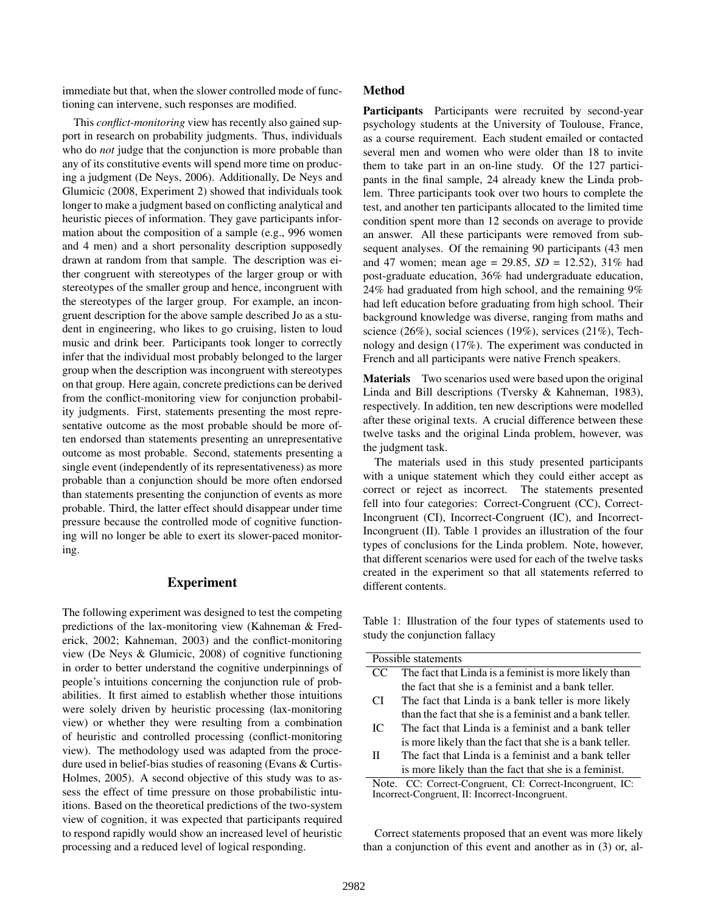immediate but that, when the slower controlled mode of functioning can intervene, such responses are modified.

This *conflict-monitoring* view has recently also gained support in research on probability judgments. Thus, individuals who do *not* judge that the conjunction is more probable than any of its constitutive events will spend more time on producing a judgment (De Neys, 2006). Additionally, De Neys and Glumicic (2008, Experiment 2) showed that individuals took longer to make a judgment based on conflicting analytical and heuristic pieces of information. They gave participants information about the composition of a sample (e.g., 996 women and 4 men) and a short personality description supposedly drawn at random from that sample. The description was either congruent with stereotypes of the larger group or with stereotypes of the smaller group and hence, incongruent with the stereotypes of the larger group. For example, an incongruent description for the above sample described Jo as a student in engineering, who likes to go cruising, listen to loud music and drink beer. Participants took longer to correctly infer that the individual most probably belonged to the larger group when the description was incongruent with stereotypes on that group. Here again, concrete predictions can be derived from the conflict-monitoring view for conjunction probability judgments. First, statements presenting the most representative outcome as the most probable should be more often endorsed than statements presenting an unrepresentative outcome as most probable. Second, statements presenting a single event (independently of its representativeness) as more probable than a conjunction should be more often endorsed than statements presenting the conjunction of events as more probable. Third, the latter effect should disappear under time pressure because the controlled mode of cognitive functioning will no longer be able to exert its slower-paced monitoring.

## Experiment

The following experiment was designed to test the competing predictions of the lax-monitoring view (Kahneman & Frederick, 2002; Kahneman, 2003) and the conflict-monitoring view (De Neys & Glumicic, 2008) of cognitive functioning in order to better understand the cognitive underpinnings of people's intuitions concerning the conjunction rule of probabilities. It first aimed to establish whether those intuitions were solely driven by heuristic processing (lax-monitoring view) or whether they were resulting from a combination of heuristic and controlled processing (conflict-monitoring view). The methodology used was adapted from the procedure used in belief-bias studies of reasoning (Evans & Curtis-Holmes, 2005). A second objective of this study was to assess the effect of time pressure on those probabilistic intuitions. Based on the theoretical predictions of the two-system view of cognition, it was expected that participants required to respond rapidly would show an increased level of heuristic processing and a reduced level of logical responding.

### Method

**Participants** Participants were recruited by second-year psychology students at the University of Toulouse, France, as a course requirement. Each student emailed or contacted several men and women who were older than 18 to invite them to take part in an on-line study. Of the 127 participants in the final sample, 24 already knew the Linda problem. Three participants took over two hours to complete the test, and another ten participants allocated to the limited time condition spent more than 12 seconds on average to provide an answer. All these participants were removed from subsequent analyses. Of the remaining 90 participants (43 men and 47 women; mean age = 29.85, *SD* = 12.52), 31% had post-graduate education, 36% had undergraduate education, 24% had graduated from high school, and the remaining 9% had left education before graduating from high school. Their background knowledge was diverse, ranging from maths and science (26%), social sciences (19%), services (21%), Technology and design (17%). The experiment was conducted in French and all participants were native French speakers.

**Materials** Two scenarios used were based upon the original Linda and Bill descriptions (Tversky & Kahneman, 1983), respectively. In addition, ten new descriptions were modelled after these original texts. A crucial difference between these twelve tasks and the original Linda problem, however, was the judgment task.

The materials used in this study presented participants with a unique statement which they could either accept as correct or reject as incorrect. The statements presented fell into four categories: Correct-Congruent (CC), Correct-Incongruent (CI), Incorrect-Congruent (IC), and Incorrect-Incongruent (II). Table 1 provides an illustration of the four types of conclusions for the Linda problem. Note, however, that different scenarios were used for each of the twelve tasks created in the experiment so that all statements referred to different contents.

Table 1: Illustration of the four types of statements used to study the conjunction fallacy

| Possible statements | |
|---|---|
| CC | The fact that Linda is a feminist is more likely than the fact that she is a feminist and a bank teller. |
| CI | The fact that Linda is a bank teller is more likely than the fact that she is a feminist and a bank teller. |
| IC | The fact that Linda is a feminist and a bank teller is more likely than the fact that she is a bank teller. |
| II | The fact that Linda is a feminist and a bank teller is more likely than the fact that she is a feminist. |

Note. CC: Correct-Congruent, CI: Correct-Incongruent, IC: Incorrect-Congruent, II: Incorrect-Incongruent.

Correct statements proposed that an event was more likely than a conjunction of this event and another as in (3) or, al-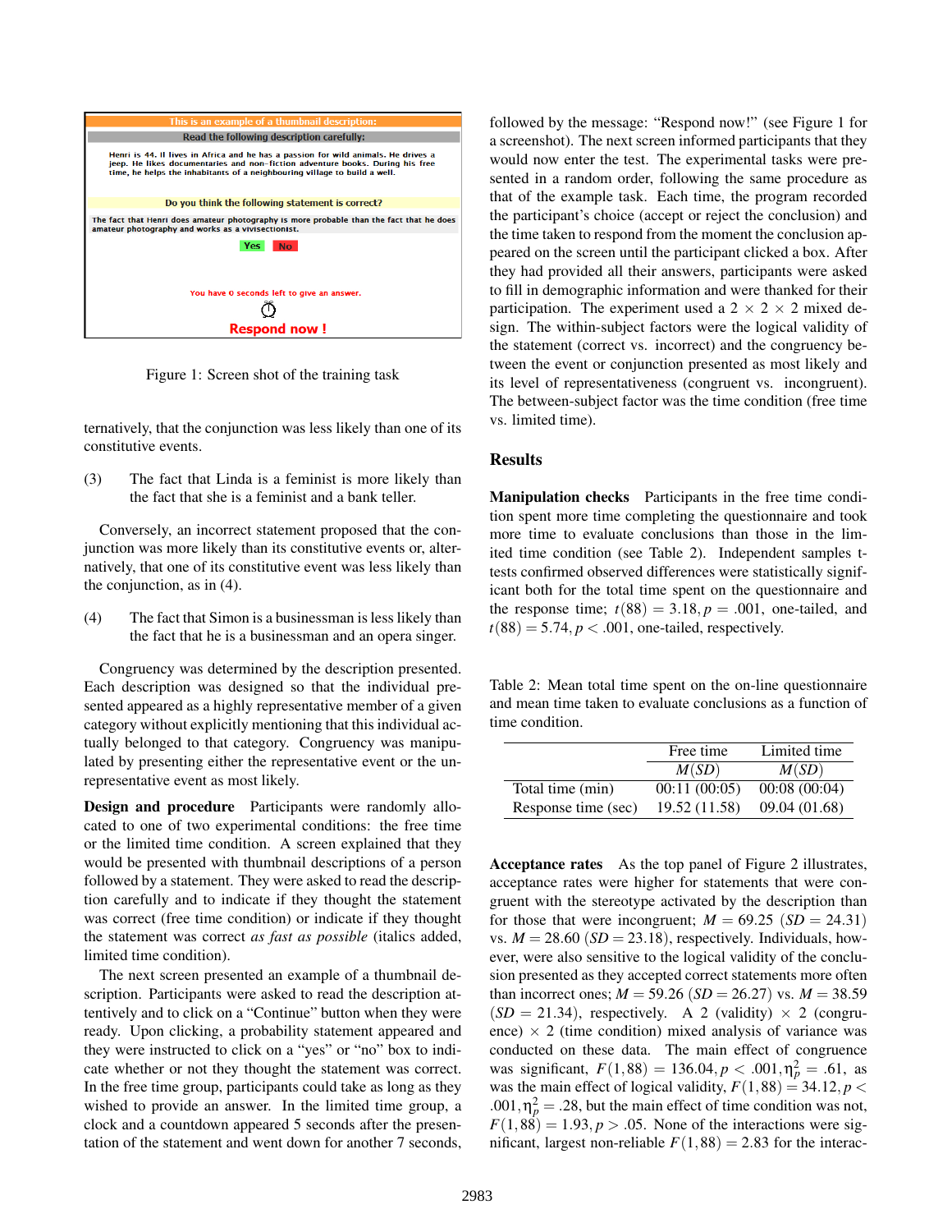This is an example of a thumbnail description:

Read the following description carefully:

Henri is 44. H lives in Africa and he has a passion for wild animals. He drives a jeep. He likes documentaries and non-fiction adventure books. During his free time, he helps the inhabitants of a neighbouring village to build a well.

Do you think the following statement is correct?

The fact that Henri does amateur photography is more probable than the fact that he does amateur photography and works as a vivisectionist.

Yes No

You have 0 seconds left to give an answer.

Respond now !

Figure 1: Screen shot of the training task

ternatively, that the conjunction was less likely than one of its constitutive events.

(3) The fact that Linda is a feminist is more likely than the fact that she is a feminist and a bank teller.

Conversely, an incorrect statement proposed that the conjunction was more likely than its constitutive events or, alternatively, that one of its constitutive event was less likely than the conjunction, as in (4).

(4) The fact that Simon is a businessman is less likely than the fact that he is a businessman and an opera singer.

Congruency was determined by the description presented. Each description was designed so that the individual presented appeared as a highly representative member of a given category without explicitly mentioning that this individual actually belonged to that category. Congruency was manipulated by presenting either the representative event or the unrepresentative event as most likely.

**Design and procedure** Participants were randomly allocated to one of two experimental conditions: the free time or the limited time condition. A screen explained that they would be presented with thumbnail descriptions of a person followed by a statement. They were asked to read the description carefully and to indicate if they thought the statement was correct (free time condition) or indicate if they thought the statement was correct *as fast as possible* (italics added, limited time condition).

The next screen presented an example of a thumbnail description. Participants were asked to read the description attentively and to click on a "Continue" button when they were ready. Upon clicking, a probability statement appeared and they were instructed to click on a "yes" or "no" box to indicate whether or not they thought the statement was correct. In the free time group, participants could take as long as they wished to provide an answer. In the limited time group, a clock and a countdown appeared 5 seconds after the presentation of the statement and went down for another 7 seconds, followed by the message: "Respond now!" (see Figure 1 for a screenshot). The next screen informed participants that they would now enter the test. The experimental tasks were presented in a random order, following the same procedure as that of the example task. Each time, the program recorded the participant's choice (accept or reject the conclusion) and the time taken to respond from the moment the conclusion appeared on the screen until the participant clicked a box. After they had provided all their answers, participants were asked to fill in demographic information and were thanked for their participation. The experiment used a 2 × 2 × 2 mixed design. The within-subject factors were the logical validity of the statement (correct vs. incorrect) and the congruency between the event or conjunction presented as most likely and its level of representativeness (congruent vs. incongruent). The between-subject factor was the time condition (free time vs. limited time).

## Results

**Manipulation checks** Participants in the free time condition spent more time completing the questionnaire and took more time to evaluate conclusions than those in the limited time condition (see Table 2). Independent samples t-tests confirmed observed differences were statistically significant both for the total time spent on the questionnaire and the response time; $t(88) = 3.18, p = .001$, one-tailed, and $t(88) = 5.74, p < .001$, one-tailed, respectively.

Table 2: Mean total time spent on the on-line questionnaire and mean time taken to evaluate conclusions as a function of time condition.

| | Free time | Limited time |
|---|---|---|
| | $M(SD)$ | $M(SD)$ |
| Total time (min) | 00:11 (00:05) | 00:08 (00:04) |
| Response time (sec) | 19.52 (11.58) | 09.04 (01.68) |

**Acceptance rates** As the top panel of Figure 2 illustrates, acceptance rates were higher for statements that were congruent with the stereotype activated by the description than for those that were incongruent; $M = 69.25$ ($SD = 24.31$) vs. $M = 28.60$ ($SD = 23.18$), respectively. Individuals, however, were also sensitive to the logical validity of the conclusion presented as they accepted correct statements more often than incorrect ones; $M = 59.26$ ($SD = 26.27$) vs. $M = 38.59$ ($SD = 21.34$), respectively. A 2 (validity) × 2 (congruence) × 2 (time condition) mixed analysis of variance was conducted on these data. The main effect of congruence was significant, $F(1,88) = 136.04, p < .001, \eta_p^2 = .61$, as was the main effect of logical validity, $F(1,88) = 34.12, p < .001, \eta_p^2 = .28$, but the main effect of time condition was not, $F(1,88) = 1.93, p > .05$. None of the interactions were significant, largest non-reliable $F(1,88) = 2.83$ for the interac-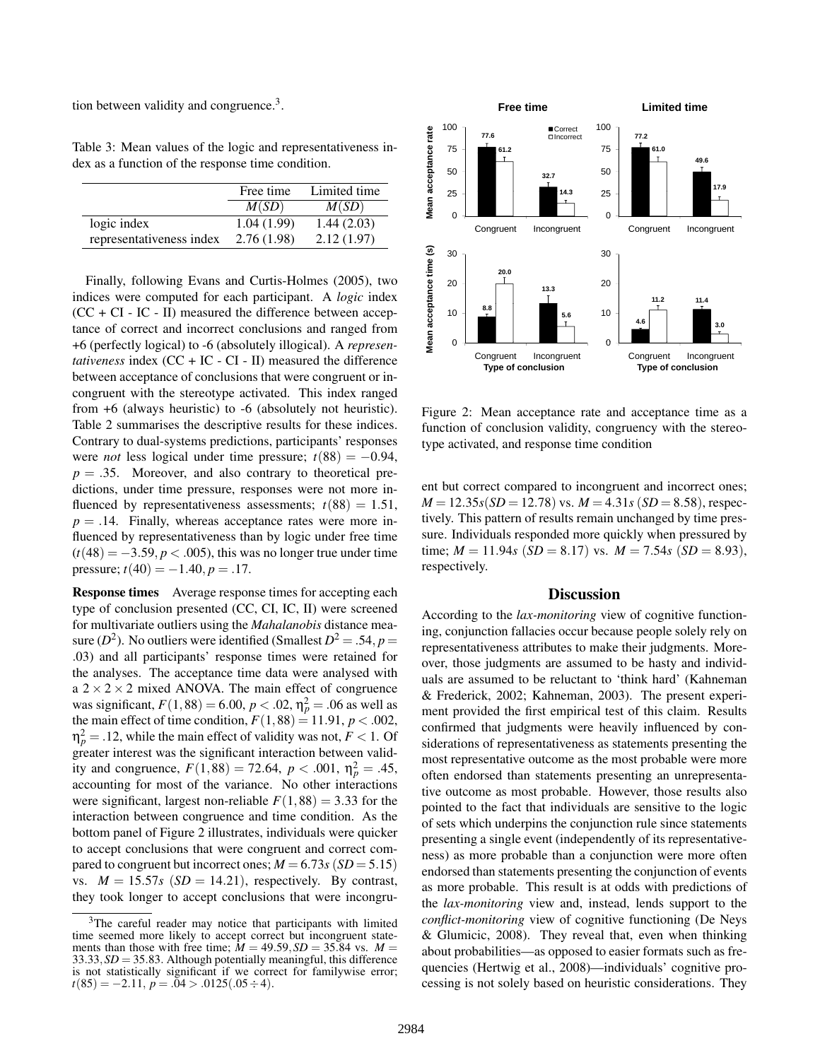tion between validity and congruence.[3].

Table 3: Mean values of the logic and representativeness index as a function of the response time condition.

| | Free time | Limited time |
|---|---|---|
| | $M(SD)$ | $M(SD)$ |
| logic index | 1.04 (1.99) | 1.44 (2.03) |
| representativeness index | 2.76 (1.98) | 2.12 (1.97) |

Finally, following Evans and Curtis-Holmes (2005), two indices were computed for each participant. A *logic* index (CC + CI - IC - II) measured the difference between acceptance of correct and incorrect conclusions and ranged from +6 (perfectly logical) to -6 (absolutely illogical). A *representativeness* index (CC + IC - CI - II) measured the difference between acceptance of conclusions that were congruent or incongruent with the stereotype activated. This index ranged from +6 (always heuristic) to -6 (absolutely not heuristic). Table 2 summarises the descriptive results for these indices. Contrary to dual-systems predictions, participants' responses were *not* less logical under time pressure; $t(88) = -0.94$, $p = .35$. Moreover, and also contrary to theoretical predictions, under time pressure, responses were not more influenced by representativeness assessments; $t(88) = 1.51$, $p = .14$. Finally, whereas acceptance rates were more influenced by representativeness than by logic under free time ($t(48) = -3.59, p < .005$), this was no longer true under time pressure; $t(40) = -1.40, p = .17$.

**Response times** Average response times for accepting each type of conclusion presented (CC, CI, IC, II) were screened for multivariate outliers using the *Mahalanobis* distance measure ($D^2$). No outliers were identified (Smallest $D^2 = .54, p = .03$) and all participants' response times were retained for the analyses. The acceptance time data were analysed with a $2 \times 2 \times 2$ mixed ANOVA. The main effect of congruence was significant, $F(1,88) = 6.00$, $p < .02$, $\eta_p^2 = .06$ as well as the main effect of time condition, $F(1,88) = 11.91$, $p < .002$, $\eta_p^2 = .12$, while the main effect of validity was not, $F < 1$. Of greater interest was the significant interaction between validity and congruence, $F(1,88) = 72.64$, $p < .001$, $\eta_p^2 = .45$, accounting for most of the variance. No other interactions were significant, largest non-reliable $F(1,88) = 3.33$ for the interaction between congruence and time condition. As the bottom panel of Figure 2 illustrates, individuals were quicker to accept conclusions that were congruent and correct compared to congruent but incorrect ones; $M = 6.73s$ $(SD = 5.15)$ vs. $M = 15.57s$ $(SD = 14.21)$, respectively. By contrast, they took longer to accept conclusions that were incongruent but correct compared to incongruent and incorrect ones; $M = 12.35s(SD = 12.78)$ vs. $M = 4.31s$ $(SD = 8.58)$, respectively. This pattern of results remain unchanged by time pressure. Individuals responded more quickly when pressured by time; $M = 11.94s$ $(SD = 8.17)$ vs. $M = 7.54s$ $(SD = 8.93)$, respectively.

[3]The careful reader may notice that participants with limited time seemed more likely to accept correct but incongruent statements than those with free time; $M = 49.59, SD = 35.84$ vs. $M = 33.33, SD = 35.83$. Although potentially meaningful, this difference is not statistically significant if we correct for familywise error; $t(85) = -2.11$, $p = .04 > .0125(.05 \div 4)$.

Figure 2: Mean acceptance rate and acceptance time as a function of conclusion validity, congruency with the stereotype activated, and response time condition

## Discussion

According to the *lax-monitoring* view of cognitive functioning, conjunction fallacies occur because people solely rely on representativeness attributes to make their judgments. Moreover, those judgments are assumed to be hasty and individuals are assumed to be reluctant to 'think hard' (Kahneman & Frederick, 2002; Kahneman, 2003). The present experiment provided the first empirical test of this claim. Results confirmed that judgments were heavily influenced by considerations of representativeness as statements presenting the most representative outcome as the most probable were more often endorsed than statements presenting an unrepresentative outcome as most probable. However, those results also pointed to the fact that individuals are sensitive to the logic of sets which underpins the conjunction rule since statements presenting a single event (independently of its representativeness) as more probable than a conjunction were more often endorsed than statements presenting the conjunction of events as more probable. This result is at odds with predictions of the *lax-monitoring* view and, instead, lends support to the *conflict-monitoring* view of cognitive functioning (De Neys & Glumicic, 2008). They reveal that, even when thinking about probabilities—as opposed to easier formats such as frequencies (Hertwig et al., 2008)—individuals' cognitive processing is not solely based on heuristic considerations. They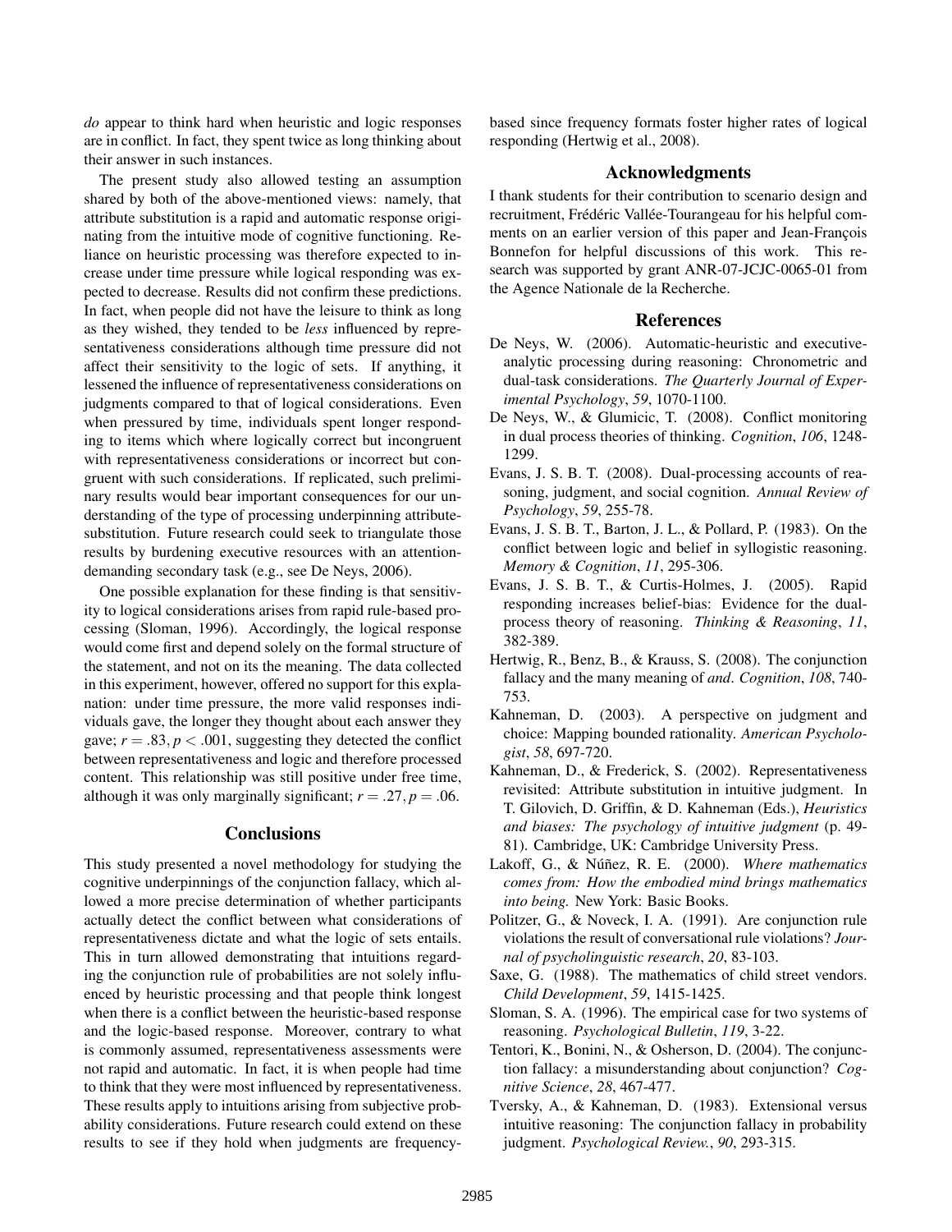*do* appear to think hard when heuristic and logic responses are in conflict. In fact, they spent twice as long thinking about their answer in such instances.

The present study also allowed testing an assumption shared by both of the above-mentioned views: namely, that attribute substitution is a rapid and automatic response originating from the intuitive mode of cognitive functioning. Reliance on heuristic processing was therefore expected to increase under time pressure while logical responding was expected to decrease. Results did not confirm these predictions. In fact, when people did not have the leisure to think as long as they wished, they tended to be *less* influenced by representativeness considerations although time pressure did not affect their sensitivity to the logic of sets. If anything, it lessened the influence of representativeness considerations on judgments compared to that of logical considerations. Even when pressured by time, individuals spent longer responding to items which where logically correct but incongruent with representativeness considerations or incorrect but congruent with such considerations. If replicated, such preliminary results would bear important consequences for our understanding of the type of processing underpinning attribute-substitution. Future research could seek to triangulate those results by burdening executive resources with an attention-demanding secondary task (e.g., see De Neys, 2006).

One possible explanation for these finding is that sensitivity to logical considerations arises from rapid rule-based processing (Sloman, 1996). Accordingly, the logical response would come first and depend solely on the formal structure of the statement, and not on its the meaning. The data collected in this experiment, however, offered no support for this explanation: under time pressure, the more valid responses individuals gave, the longer they thought about each answer they gave; $r = .83, p < .001$, suggesting they detected the conflict between representativeness and logic and therefore processed content. This relationship was still positive under free time, although it was only marginally significant; $r = .27, p = .06$.

## Conclusions

This study presented a novel methodology for studying the cognitive underpinnings of the conjunction fallacy, which allowed a more precise determination of whether participants actually detect the conflict between what considerations of representativeness dictate and what the logic of sets entails. This in turn allowed demonstrating that intuitions regarding the conjunction rule of probabilities are not solely influenced by heuristic processing and that people think longest when there is a conflict between the heuristic-based response and the logic-based response. Moreover, contrary to what is commonly assumed, representativeness assessments were not rapid and automatic. In fact, it is when people had time to think that they were most influenced by representativeness. These results apply to intuitions arising from subjective probability considerations. Future research could extend on these results to see if they hold when judgments are frequency-based since frequency formats foster higher rates of logical responding (Hertwig et al., 2008).

## Acknowledgments

I thank students for their contribution to scenario design and recruitment, Frédéric Vallée-Tourangeau for his helpful comments on an earlier version of this paper and Jean-François Bonnefon for helpful discussions of this work. This research was supported by grant ANR-07-JCJC-0065-01 from the Agence Nationale de la Recherche.

## References

De Neys, W. (2006). Automatic-heuristic and executive-analytic processing during reasoning: Chronometric and dual-task considerations. *The Quarterly Journal of Experimental Psychology*, *59*, 1070-1100.

De Neys, W., & Glumicic, T. (2008). Conflict monitoring in dual process theories of thinking. *Cognition*, *106*, 1248-1299.

Evans, J. S. B. T. (2008). Dual-processing accounts of reasoning, judgment, and social cognition. *Annual Review of Psychology*, *59*, 255-78.

Evans, J. S. B. T., Barton, J. L., & Pollard, P. (1983). On the conflict between logic and belief in syllogistic reasoning. *Memory & Cognition*, *11*, 295-306.

Evans, J. S. B. T., & Curtis-Holmes, J. (2005). Rapid responding increases belief-bias: Evidence for the dual-process theory of reasoning. *Thinking & Reasoning*, *11*, 382-389.

Hertwig, R., Benz, B., & Krauss, S. (2008). The conjunction fallacy and the many meaning of *and*. *Cognition*, *108*, 740-753.

Kahneman, D. (2003). A perspective on judgment and choice: Mapping bounded rationality. *American Psychologist*, *58*, 697-720.

Kahneman, D., & Frederick, S. (2002). Representativeness revisited: Attribute substitution in intuitive judgment. In T. Gilovich, D. Griffin, & D. Kahneman (Eds.), *Heuristics and biases: The psychology of intuitive judgment* (p. 49-81). Cambridge, UK: Cambridge University Press.

Lakoff, G., & Núñez, R. E. (2000). *Where mathematics comes from: How the embodied mind brings mathematics into being.* New York: Basic Books.

Politzer, G., & Noveck, I. A. (1991). Are conjunction rule violations the result of conversational rule violations? *Journal of psycholinguistic research*, *20*, 83-103.

Saxe, G. (1988). The mathematics of child street vendors. *Child Development*, *59*, 1415-1425.

Sloman, S. A. (1996). The empirical case for two systems of reasoning. *Psychological Bulletin*, *119*, 3-22.

Tentori, K., Bonini, N., & Osherson, D. (2004). The conjunction fallacy: a misunderstanding about conjunction? *Cognitive Science*, *28*, 467-477.

Tversky, A., & Kahneman, D. (1983). Extensional versus intuitive reasoning: The conjunction fallacy in probability judgment. *Psychological Review.*, *90*, 293-315.